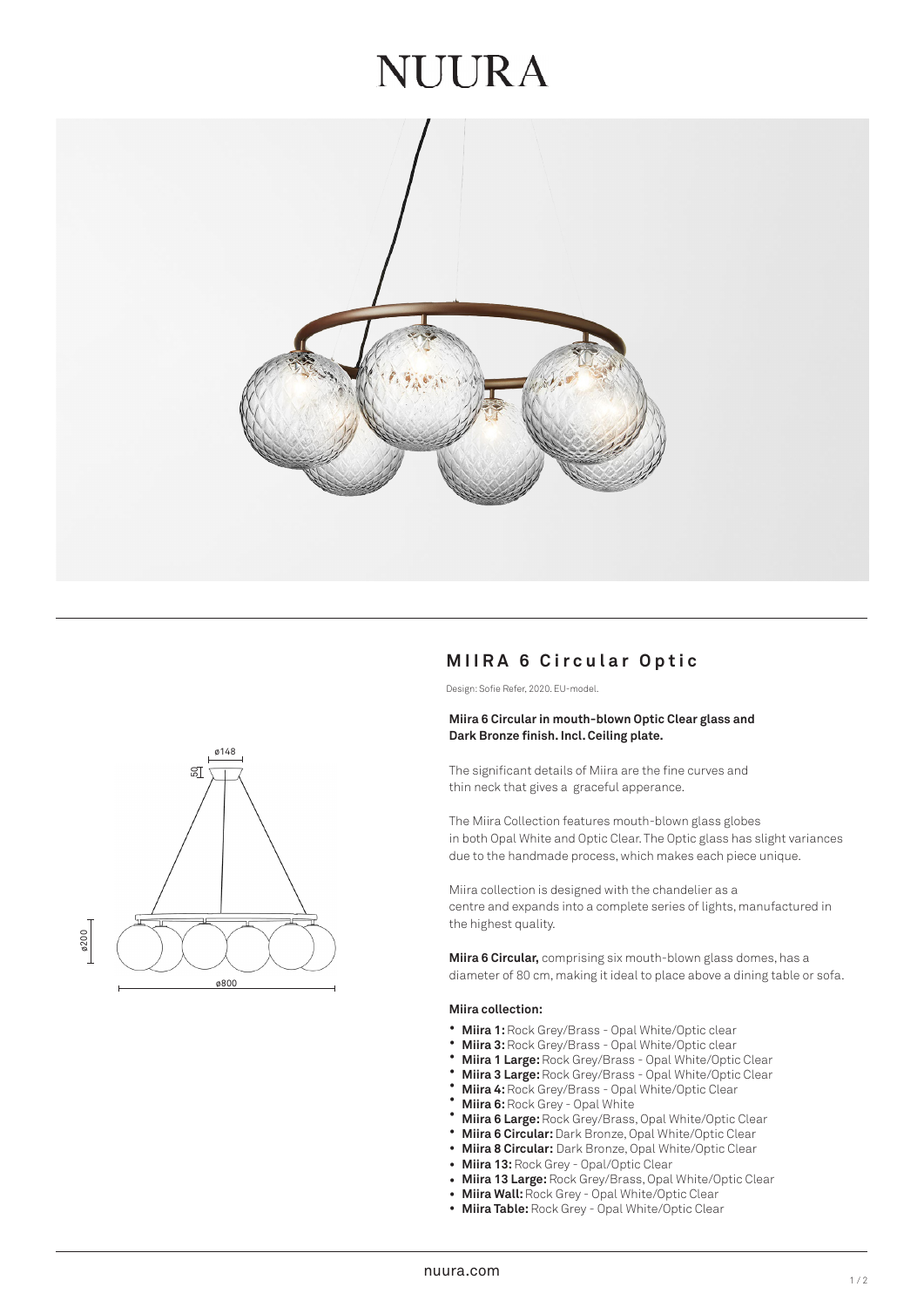# NUURA

## MIIRA 6 Circular Optic

Design: Sofie Refer, 2020. EU-model.

**Miira 6 Circular in mouth-blown Optic Clear glass and Dark Bronze finish. Incl. Ceiling plate.**

The significant details of Miira are the fine curves and thin neck that gives a graceful apperance.

The Miira Collection features mouth-blown glass globes in both Opal White and Optic Clear. The Optic glass has slight variances due to the handmade process, which makes each piece unique.

Miira collection is designed with the chandelier as a centre and expands into a complete series of lights, manufactured in the highest quality.

**Miira 6 Circular,** comprising six mouth-blown glass domes, has a diameter of 80 cm, making it ideal to place above a dining table or sofa.

ø148
50
ø200
ø800

**Miira collection:**

- **Miira 1:** Rock Grey/Brass - Opal White/Optic clear
- **Miira 3:** Rock Grey/Brass - Opal White/Optic clear
- **Miira 1 Large:** Rock Grey/Brass - Opal White/Optic Clear
- **Miira 3 Large:** Rock Grey/Brass - Opal White/Optic Clear
- **Miira 4:** Rock Grey/Brass - Opal White/Optic Clear
- **Miira 6:** Rock Grey - Opal White
- **Miira 6 Large:** Rock Grey/Brass, Opal White/Optic Clear
- **Miira 6 Circular:** Dark Bronze, Opal White/Optic Clear
- **Miira 8 Circular:** Dark Bronze, Opal White/Optic Clear
- **Miira 13:** Rock Grey - Opal/Optic Clear
- **Miira 13 Large:** Rock Grey/Brass, Opal White/Optic Clear
- **Miira Wall:** Rock Grey - Opal White/Optic Clear
- **Miira Table:** Rock Grey - Opal White/Optic Clear

nuura.com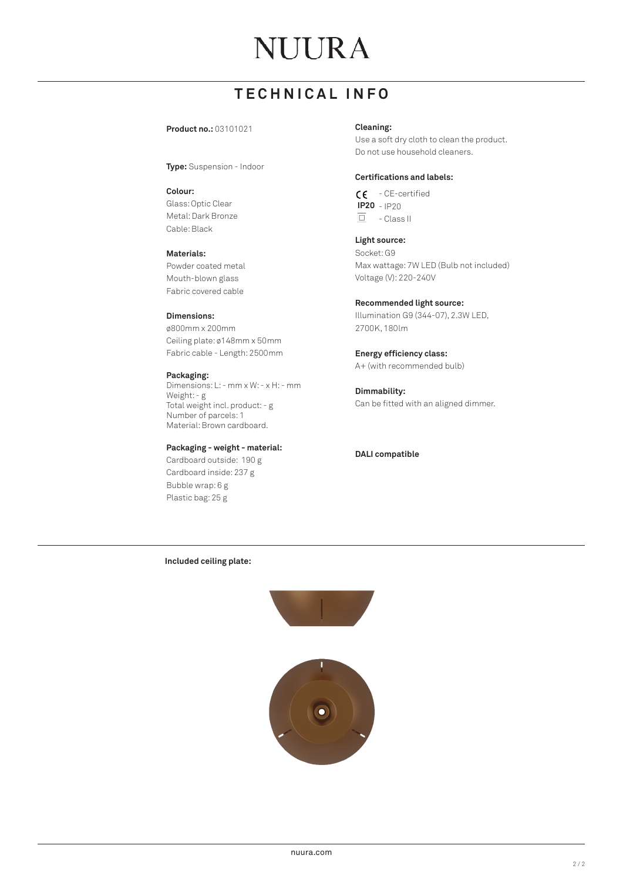# NUURA

## TECHNICAL INFO

**Product no.:** 03101021

**Type:** Suspension - Indoor

**Colour:**
Glass: Optic Clear
Metal: Dark Bronze
Cable: Black

**Materials:**
Powder coated metal
Mouth-blown glass
Fabric covered cable

**Dimensions:**
ø800mm x 200mm
Ceiling plate: ø148mm x 50mm
Fabric cable - Length: 2500mm

**Packaging:**
Dimensions: L: - mm x W: - x H: - mm
Weight: - g
Total weight incl. product: - g
Number of parcels: 1
Material: Brown cardboard.

**Packaging - weight - material:**
Cardboard outside: 190 g
Cardboard inside: 237 g
Bubble wrap: 6 g
Plastic bag: 25 g

**Cleaning:**
Use a soft dry cloth to clean the product.
Do not use household cleaners.

**Certifications and labels:**
CE - CE-certified
IP20 - IP20
□ - Class II

**Light source:**
Socket: G9
Max wattage: 7W LED (Bulb not included)
Voltage (V): 220-240V

**Recommended light source:**
Illumination G9 (344-07), 2.3W LED, 2700K, 180lm

**Energy efficiency class:**
A+ (with recommended bulb)

**Dimmability:**
Can be fitted with an aligned dimmer.

**DALI compatible**

**Included ceiling plate:**

nuura.com